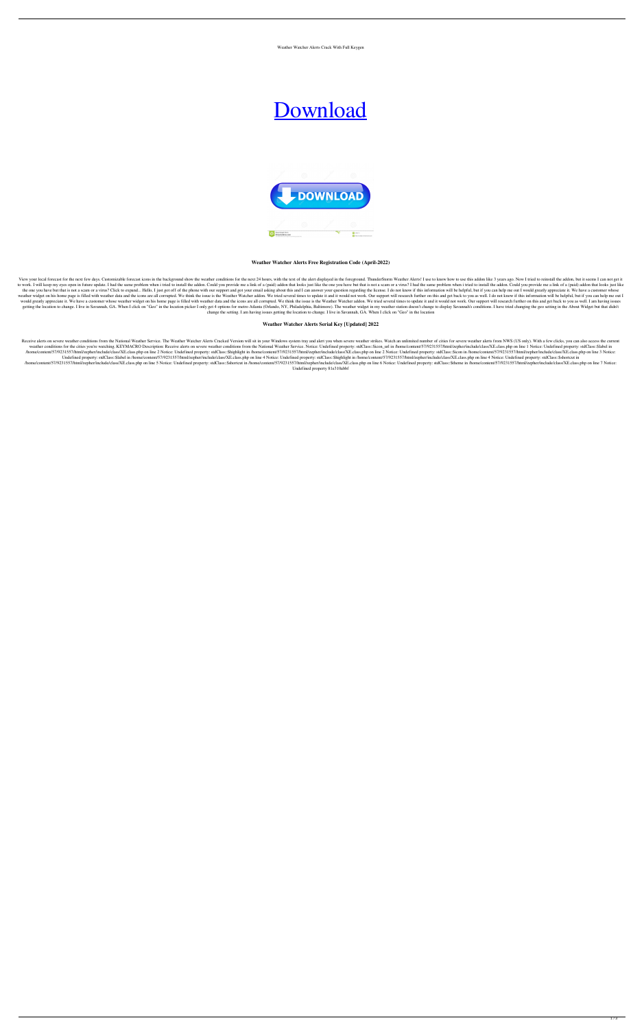Weather Watcher Alerts Crack With Full Keygen

# [Download](#)

### Weather Watcher Alerts Free Registration Code (April-2022)

View your local forecast for the next few days. Customizable forecast icons in the background show the weather conditions for the next 24 hours, with the text of the alert displayed in the foreground. ThunderStorm Weather Alerts! I use to know how to use this addon like 3 years ago. Now I tried to reinstall the addon, but it seems I can not get it to work. I will keep my eyes open in future update. I had the same problem when i tried to install the addon. Could you provide me a link of a (paid) addon that looks just like the one you have but that is not a scam or a virus? I had the same problem when i tried to install the addon. Could you provide me a link of a (paid) addon that looks just like the one you have but that is not a scam or a virus? Click to expand... Hello, I just got off of the phone with our support and got your email asking about this and I can answer your question regarding the license. I do not know if this information will be helpful, but if you can help me out I would greatly appreciate it. We have a customer whose weather widget on his home page is filled with weather data and the icons are all corrupted. We think the issue is the Weather Watcher addon. We tried several times to update it and it would not work. Our support will research further on this and get back to you as well. I do not know if this information will be helpful, but if you can help me out I would greatly appreciate it. We have a customer whose weather widget on his home page is filled with weather data and the icons are all corrupted. We think the issue is the Weather Watcher addon. We tried several times to update it and it would not work. Our support will research further on this and get back to you as well. I am having issues getting the location to change. I live in Savannah, GA. When I click on "Geo" in the location picker I only get 4 options for metro Atlanta (Orlando, NY, Philadelphia, Baltimore). The weather widget in my weather station doesn't change to display Savannah's conditions. I have tried changing the geo setting in the About Widget but that didn't change the setting. I am having issues getting the location to change. I live in Savannah, GA. When I click on "Geo" in the location

### Weather Watcher Alerts Serial Key [Updated] 2022

Receive alerts on severe weather conditions from the National Weather Service. The Weather Watcher Alerts Cracked Version will sit in your Windows system tray and alert you when severe weather strikes. Watch an unlimited number of cities for severe weather alerts from NWS (US only). With a few clicks, you can also access the current weather conditions for the cities you're watching. KEYMACRO Description: Receive alerts on severe weather conditions from the National Weather Service. Notice: Undefined property: stdClass::$icon_url in /home/content/57/9231557/html/zepher/include/class/XE.class.php on line 1 Notice: Undefined property: stdClass::$label in /home/content/57/9231557/html/zepher/include/class/XE.class.php on line 2 Notice: Undefined property: stdClass::$highlight in /home/content/57/9231557/html/zepher/include/class/XE.class.php on line 2 Notice: Undefined property: stdClass::$icon in /home/content/57/9231557/html/zepher/include/class/XE.class.php on line 3 Notice: Undefined property: stdClass::$label in /home/content/57/9231557/html/zepher/include/class/XE.class.php on line 4 Notice: Undefined property: stdClass::$highlight in /home/content/57/9231557/html/zepher/include/class/XE.class.php on line 4 Notice: Undefined property: stdClass::$shorttext in /home/content/57/9231557/html/zepher/include/class/XE.class.php on line 5 Notice: Undefined property: stdClass::$shorttext in /home/content/57/9231557/html/zepher/include/class/XE.class.php on line 6 Notice: Undefined property: stdClass::$theme in /home/content/57/9231557/html/zepher/include/class/XE.class.php on line 7 Notice: Undefined property 81e310abbf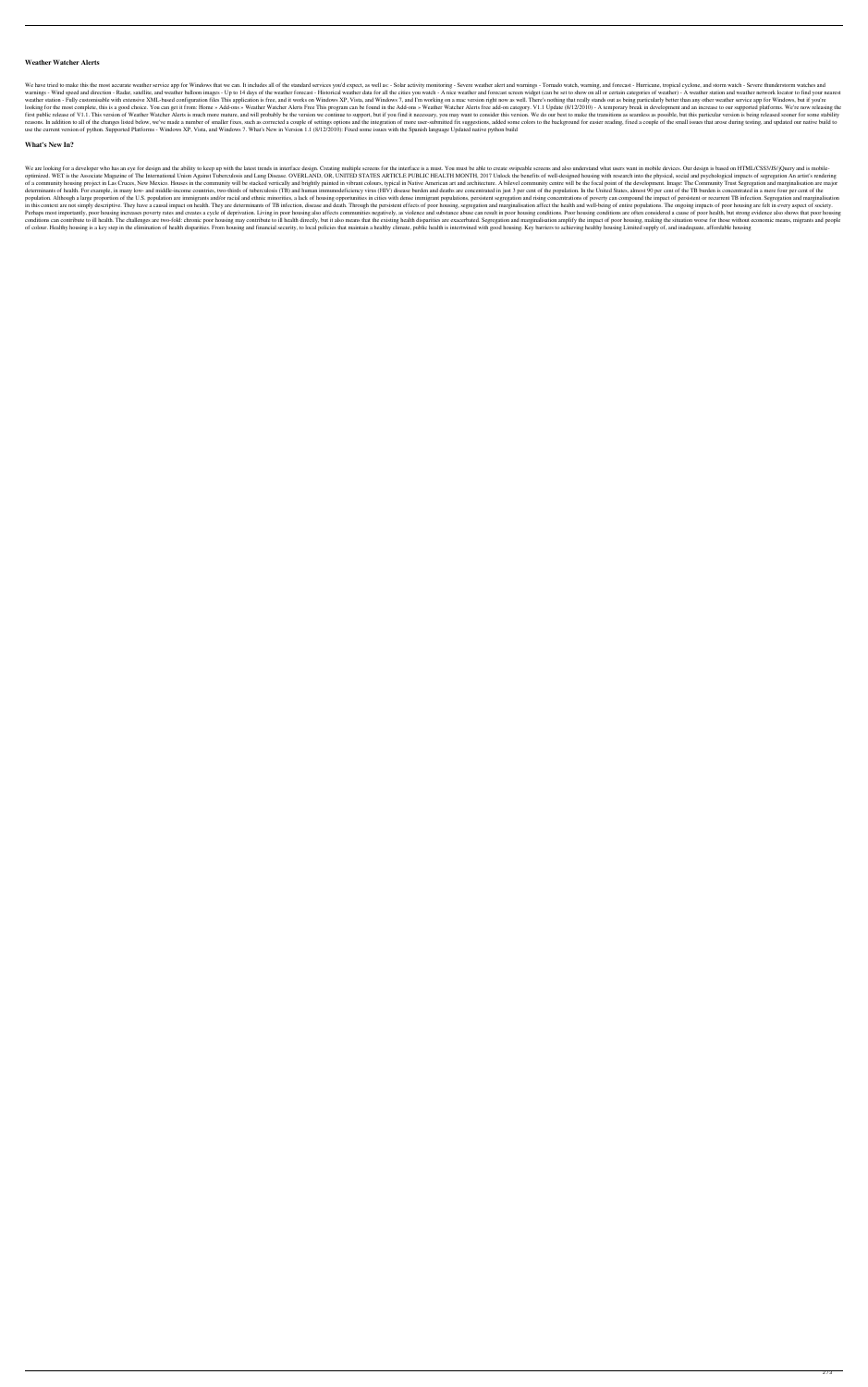### Weather Watcher Alerts

We have tried to make this the most accurate weather service app for Windows that we can. It includes all of the standard services you'd expect, as well as: - Solar activity monitoring - Severe weather alert and warnings - Tornado watch, warning, and forecast - Hurricane, tropical cyclone, and storm watch - Severe thunderstorm watches and warnings - Wind speed and direction - Radar, satellite, and weather balloon images - Up to 14 days of the weather forecast - Historical weather data for all the cities you watch - A nice weather and forecast screen widget (can be set to show on all or certain categories of weather) - A weather station and weather network locator to find your nearest weather station - Fully customisable with extensive XML-based configuration files This application is free, and it works on Windows XP, Vista, and Windows 7, and I'm working on a mac version right now as well. There's nothing that really stands out as being particularly better than any other weather service app for Windows, but if you're looking for the most complete, this is a good choice. You can get it from: Home » Add-ons » Weather Watcher Alerts Free This program can be found in the Add-ons » Weather Watcher Alerts free add-on category. V1.1 Update (8/12/2010) - A temporary break in development and an increase to our supported platforms. We're now releasing the first public release of V1.1. This version of Weather Watcher Alerts is much more mature, and will probably be the version we continue to support, but if you find it necessary, you may want to consider this version. We do our best to make the transitions as seamless as possible, but this particular version is being released sooner for some stability reasons. In addition to all of the changes listed below, we've made a number of smaller fixes, such as corrected a couple of settings options and the integration of more user-submitted fix suggestions, added some colors to the background for easier reading, fixed a couple of the small issues that arose during testing, and updated our native build to use the current version of python. Supported Platforms - Windows XP, Vista, and Windows 7. What's New in Version 1.1 (8/12/2010): Fixed some issues with the Spanish language Updated native python build

### What's New In?

We are looking for a developer who has an eye for design and the ability to keep up with the latest trends in interface design. Creating multiple screens for the interface is a must. You must be able to create swipeable screens and also understand what users want in mobile devices. Our design is based on HTML/CSS3/JS/jQuery and is mobile-optimized. WET is the Associate Magazine of The International Union Against Tuberculosis and Lung Disease. OVERLAND, OR, UNITED STATES ARTICLE PUBLIC HEALTH MONTH, 2017 Unlock the benefits of well-designed housing with research into the physical, social and psychological impacts of segregation An artist's rendering of a community housing project in Las Cruces, New Mexico. Houses in the community will be stacked vertically and brightly painted in vibrant colours, typical in Native American art and architecture. A bilevel community centre will be the focal point of the development. Image: The Community Trust Segregation and marginalisation are major determinants of health. For example, in many low- and middle-income countries, two-thirds of tuberculosis (TB) and human immunodeficiency virus (HIV) disease burden and deaths are concentrated in just 3 per cent of the population. In the United States, almost 90 per cent of the TB burden is concentrated in a mere four per cent of the population. Although a large proportion of the U.S. population are immigrants and/or racial and ethnic minorities, a lack of housing opportunities in cities with dense immigrant populations, persistent segregation and rising concentrations of poverty can compound the impact of persistent or recurrent TB infection. Segregation and marginalisation in this context are not simply descriptive. They have a causal impact on health. They are determinants of TB infection, disease and death. Through the persistent effects of poor housing, segregation and marginalisation affect the health and well-being of entire populations. The ongoing impacts of poor housing are felt in every aspect of society. Perhaps most importantly, poor housing increases poverty rates and creates a cycle of deprivation. Living in poor housing also affects communities negatively, as violence and substance abuse can result in poor housing conditions. Poor housing conditions are often considered a cause of poor health, but strong evidence also shows that poor housing conditions can contribute to ill health. The challenges are two-fold: chronic poor housing may contribute to ill health directly, but it also means that the existing health disparities are exacerbated. Segregation and marginalisation amplify the impact of poor housing, making the situation worse for those without economic means, migrants and people of colour. Healthy housing is a key step in the elimination of health disparities. From housing and financial security, to local policies that maintain a healthy climate, public health is intertwined with good housing. Key barriers to achieving healthy housing Limited supply of, and inadequate, affordable housing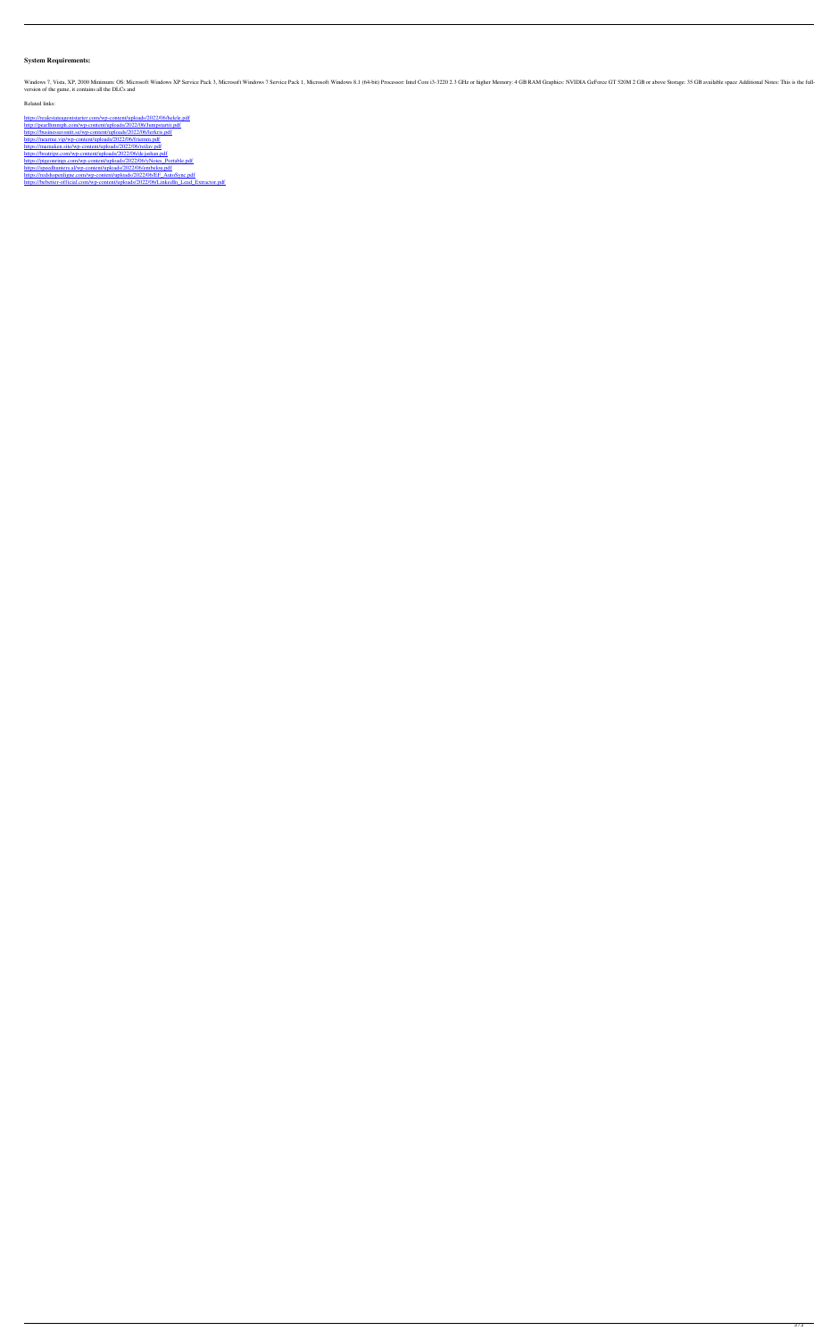## System Requirements:

Windows 7, Vista, XP, 2000 Minimum: OS: Microsoft Windows XP Service Pack 3, Microsoft Windows 7 Service Pack 1, Microsoft Windows 8.1 (64-bit) Processor: Intel Core i3-3220 2.3 GHz or higher Memory: 4 GB RAM Graphics: NVIDIA GeForce GT 520M 2 GB or above Storage: 35 GB available space Additional Notes: This is the full-version of the game, it contains all the DLCs and

Related links:

https://realestateagentstarter.com/wp-content/uploads/2022/06/helele.pdf
http://pearlhmmph.com/wp-content/uploads/2022/06/Jumpstartit.pdf
https://businessavenue.sa/wp-content/uploads/2022/06/ferlera.pdf
https://nearme.vip/wp-content/uploads/2022/06/feirum.pdf
https://marmakm.site/wp-content/uploads/2022/06/reilav.pdf
https://bnotrips.com/wp-content/uploads/2022/06/dejadun.pdf
https://pigeonrings.com/wp-content/uploads/2022/06/yNotes_Portable.pdf
https://speedhunters.al/wp-content/uploads/2022/06/embelou.pdf
https://redshopenligne.com/wp-content/uploads/2022/06/EF_AutoSync.pdf
https://belsettor-official.com/wp-content/uploads/2022/06/Linkedin_Lead_Extractor.pdf